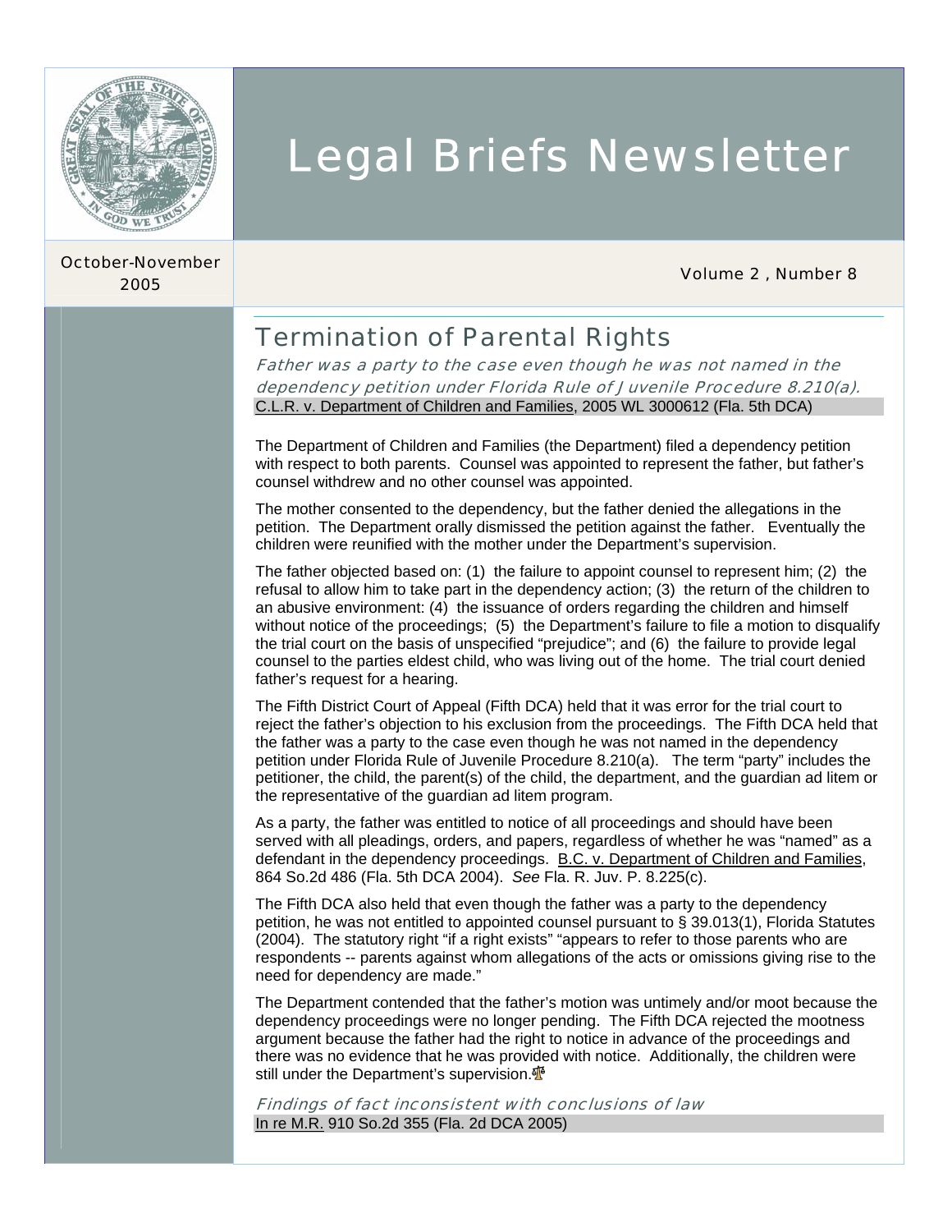# Legal Briefs Newsletter

October-November 2005

Volume 2 , Number 8

## Termination of Parental Rights

*Father was a party to the case even though he was not named in the dependency petition under Florida Rule of Juvenile Procedure 8.210(a).*

C.L.R. v. Department of Children and Families, 2005 WL 3000612 (Fla. 5th DCA)

The Department of Children and Families (the Department) filed a dependency petition with respect to both parents. Counsel was appointed to represent the father, but father's counsel withdrew and no other counsel was appointed.

The mother consented to the dependency, but the father denied the allegations in the petition. The Department orally dismissed the petition against the father. Eventually the children were reunified with the mother under the Department's supervision.

The father objected based on: (1) the failure to appoint counsel to represent him; (2) the refusal to allow him to take part in the dependency action; (3) the return of the children to an abusive environment: (4) the issuance of orders regarding the children and himself without notice of the proceedings; (5) the Department's failure to file a motion to disqualify the trial court on the basis of unspecified "prejudice"; and (6) the failure to provide legal counsel to the parties eldest child, who was living out of the home. The trial court denied father's request for a hearing.

The Fifth District Court of Appeal (Fifth DCA) held that it was error for the trial court to reject the father's objection to his exclusion from the proceedings. The Fifth DCA held that the father was a party to the case even though he was not named in the dependency petition under Florida Rule of Juvenile Procedure 8.210(a). The term "party" includes the petitioner, the child, the parent(s) of the child, the department, and the guardian ad litem or the representative of the guardian ad litem program.

As a party, the father was entitled to notice of all proceedings and should have been served with all pleadings, orders, and papers, regardless of whether he was "named" as a defendant in the dependency proceedings. B.C. v. Department of Children and Families, 864 So.2d 486 (Fla. 5th DCA 2004). *See* Fla. R. Juv. P. 8.225(c).

The Fifth DCA also held that even though the father was a party to the dependency petition, he was not entitled to appointed counsel pursuant to § 39.013(1), Florida Statutes (2004). The statutory right "if a right exists" "appears to refer to those parents who are respondents -- parents against whom allegations of the acts or omissions giving rise to the need for dependency are made."

The Department contended that the father's motion was untimely and/or moot because the dependency proceedings were no longer pending. The Fifth DCA rejected the mootness argument because the father had the right to notice in advance of the proceedings and there was no evidence that he was provided with notice. Additionally, the children were still under the Department's supervision.

*Findings of fact inconsistent with conclusions of law*

In re M.R. 910 So.2d 355 (Fla. 2d DCA 2005)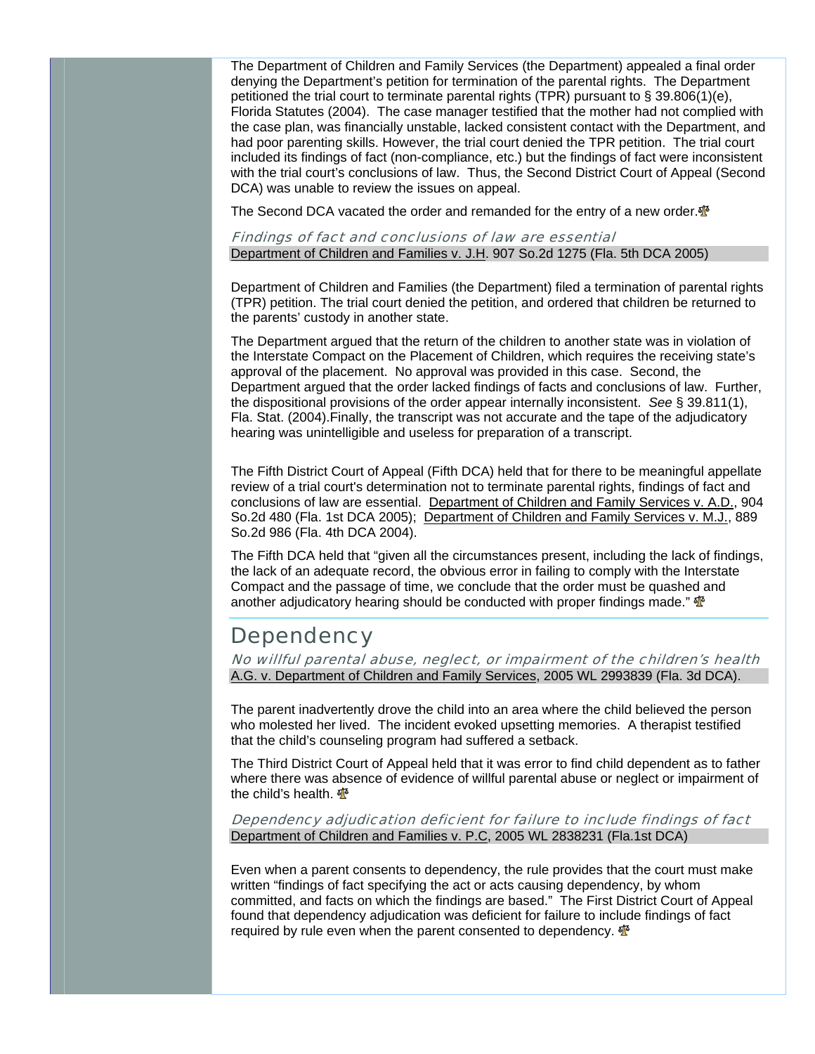The Department of Children and Family Services (the Department) appealed a final order denying the Department's petition for termination of the parental rights. The Department petitioned the trial court to terminate parental rights (TPR) pursuant to § 39.806(1)(e), Florida Statutes (2004). The case manager testified that the mother had not complied with the case plan, was financially unstable, lacked consistent contact with the Department, and had poor parenting skills. However, the trial court denied the TPR petition. The trial court included its findings of fact (non-compliance, etc.) but the findings of fact were inconsistent with the trial court's conclusions of law. Thus, the Second District Court of Appeal (Second DCA) was unable to review the issues on appeal.

The Second DCA vacated the order and remanded for the entry of a new order.

### *Findings of fact and conclusions of law are essential*

Department of Children and Families v. J.H. 907 So.2d 1275 (Fla. 5th DCA 2005)

Department of Children and Families (the Department) filed a termination of parental rights (TPR) petition. The trial court denied the petition, and ordered that children be returned to the parents' custody in another state.

The Department argued that the return of the children to another state was in violation of the Interstate Compact on the Placement of Children, which requires the receiving state's approval of the placement. No approval was provided in this case. Second, the Department argued that the order lacked findings of facts and conclusions of law. Further, the dispositional provisions of the order appear internally inconsistent. *See* § 39.811(1), Fla. Stat. (2004).Finally, the transcript was not accurate and the tape of the adjudicatory hearing was unintelligible and useless for preparation of a transcript.

The Fifth District Court of Appeal (Fifth DCA) held that for there to be meaningful appellate review of a trial court's determination not to terminate parental rights, findings of fact and conclusions of law are essential. Department of Children and Family Services v. A.D., 904 So.2d 480 (Fla. 1st DCA 2005); Department of Children and Family Services v. M.J., 889 So.2d 986 (Fla. 4th DCA 2004).

The Fifth DCA held that "given all the circumstances present, including the lack of findings, the lack of an adequate record, the obvious error in failing to comply with the Interstate Compact and the passage of time, we conclude that the order must be quashed and another adjudicatory hearing should be conducted with proper findings made."

## Dependency

### *No willful parental abuse, neglect, or impairment of the children's health*

A.G. v. Department of Children and Family Services, 2005 WL 2993839 (Fla. 3d DCA).

The parent inadvertently drove the child into an area where the child believed the person who molested her lived. The incident evoked upsetting memories. A therapist testified that the child's counseling program had suffered a setback.

The Third District Court of Appeal held that it was error to find child dependent as to father where there was absence of evidence of willful parental abuse or neglect or impairment of the child's health.

### *Dependency adjudication deficient for failure to include findings of fact*

Department of Children and Families v. P.C, 2005 WL 2838231 (Fla.1st DCA)

Even when a parent consents to dependency, the rule provides that the court must make written "findings of fact specifying the act or acts causing dependency, by whom committed, and facts on which the findings are based." The First District Court of Appeal found that dependency adjudication was deficient for failure to include findings of fact required by rule even when the parent consented to dependency.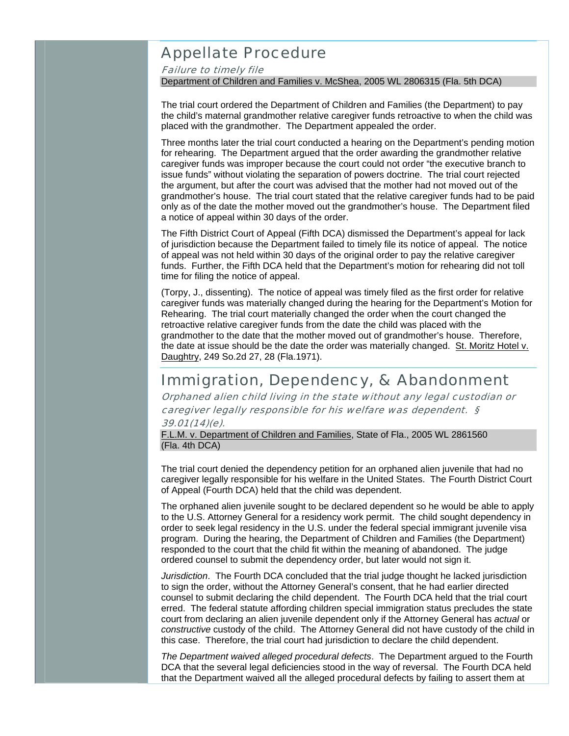## Appellate Procedure

*Failure to timely file*

Department of Children and Families v. McShea, 2005 WL 2806315 (Fla. 5th DCA)

The trial court ordered the Department of Children and Families (the Department) to pay the child's maternal grandmother relative caregiver funds retroactive to when the child was placed with the grandmother. The Department appealed the order.

Three months later the trial court conducted a hearing on the Department's pending motion for rehearing. The Department argued that the order awarding the grandmother relative caregiver funds was improper because the court could not order "the executive branch to issue funds" without violating the separation of powers doctrine. The trial court rejected the argument, but after the court was advised that the mother had not moved out of the grandmother's house. The trial court stated that the relative caregiver funds had to be paid only as of the date the mother moved out the grandmother's house. The Department filed a notice of appeal within 30 days of the order.

The Fifth District Court of Appeal (Fifth DCA) dismissed the Department's appeal for lack of jurisdiction because the Department failed to timely file its notice of appeal. The notice of appeal was not held within 30 days of the original order to pay the relative caregiver funds. Further, the Fifth DCA held that the Department's motion for rehearing did not toll time for filing the notice of appeal.

(Torpy, J., dissenting). The notice of appeal was timely filed as the first order for relative caregiver funds was materially changed during the hearing for the Department's Motion for Rehearing. The trial court materially changed the order when the court changed the retroactive relative caregiver funds from the date the child was placed with the grandmother to the date that the mother moved out of grandmother's house. Therefore, the date at issue should be the date the order was materially changed. St. Moritz Hotel v. Daughtry, 249 So.2d 27, 28 (Fla.1971).

## Immigration, Dependency, & Abandonment

*Orphaned alien child living in the state without any legal custodian or caregiver legally responsible for his welfare was dependent. § 39.01(14)(e).*

F.L.M. v. Department of Children and Families, State of Fla., 2005 WL 2861560 (Fla. 4th DCA)

The trial court denied the dependency petition for an orphaned alien juvenile that had no caregiver legally responsible for his welfare in the United States. The Fourth District Court of Appeal (Fourth DCA) held that the child was dependent.

The orphaned alien juvenile sought to be declared dependent so he would be able to apply to the U.S. Attorney General for a residency work permit. The child sought dependency in order to seek legal residency in the U.S. under the federal special immigrant juvenile visa program. During the hearing, the Department of Children and Families (the Department) responded to the court that the child fit within the meaning of abandoned. The judge ordered counsel to submit the dependency order, but later would not sign it.

*Jurisdiction*. The Fourth DCA concluded that the trial judge thought he lacked jurisdiction to sign the order, without the Attorney General's consent, that he had earlier directed counsel to submit declaring the child dependent. The Fourth DCA held that the trial court erred. The federal statute affording children special immigration status precludes the state court from declaring an alien juvenile dependent only if the Attorney General has *actual* or *constructive* custody of the child. The Attorney General did not have custody of the child in this case. Therefore, the trial court had jurisdiction to declare the child dependent.

*The Department waived alleged procedural defects*. The Department argued to the Fourth DCA that the several legal deficiencies stood in the way of reversal. The Fourth DCA held that the Department waived all the alleged procedural defects by failing to assert them at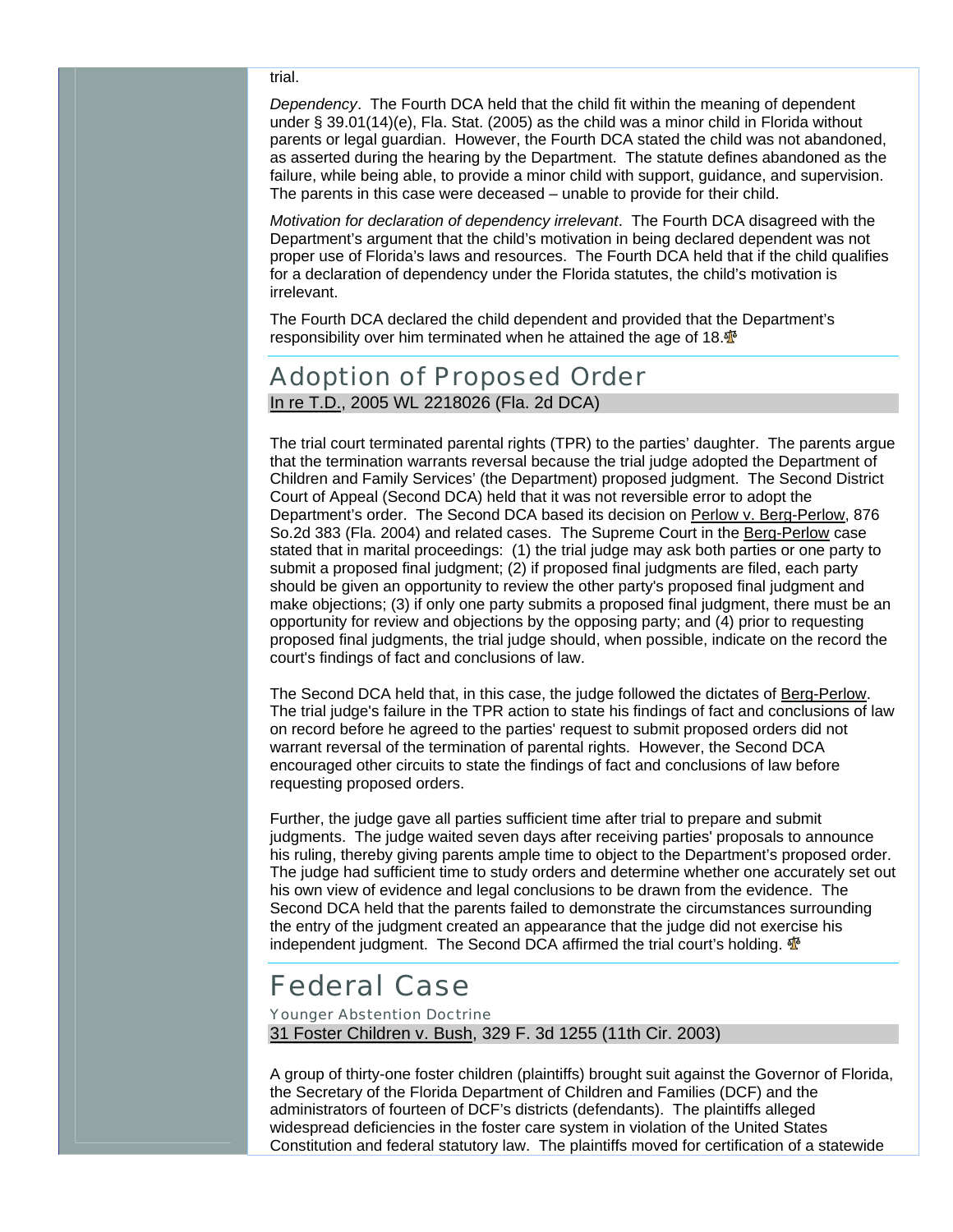trial.

*Dependency*. The Fourth DCA held that the child fit within the meaning of dependent under § 39.01(14)(e), Fla. Stat. (2005) as the child was a minor child in Florida without parents or legal guardian. However, the Fourth DCA stated the child was not abandoned, as asserted during the hearing by the Department. The statute defines abandoned as the failure, while being able, to provide a minor child with support, guidance, and supervision. The parents in this case were deceased – unable to provide for their child.

*Motivation for declaration of dependency irrelevant*. The Fourth DCA disagreed with the Department's argument that the child's motivation in being declared dependent was not proper use of Florida's laws and resources. The Fourth DCA held that if the child qualifies for a declaration of dependency under the Florida statutes, the child's motivation is irrelevant.

The Fourth DCA declared the child dependent and provided that the Department's responsibility over him terminated when he attained the age of 18.

## Adoption of Proposed Order

In re T.D., 2005 WL 2218026 (Fla. 2d DCA)

The trial court terminated parental rights (TPR) to the parties' daughter. The parents argue that the termination warrants reversal because the trial judge adopted the Department of Children and Family Services' (the Department) proposed judgment. The Second District Court of Appeal (Second DCA) held that it was not reversible error to adopt the Department's order. The Second DCA based its decision on Perlow v. Berg-Perlow, 876 So.2d 383 (Fla. 2004) and related cases. The Supreme Court in the Berg-Perlow case stated that in marital proceedings: (1) the trial judge may ask both parties or one party to submit a proposed final judgment; (2) if proposed final judgments are filed, each party should be given an opportunity to review the other party's proposed final judgment and make objections; (3) if only one party submits a proposed final judgment, there must be an opportunity for review and objections by the opposing party; and (4) prior to requesting proposed final judgments, the trial judge should, when possible, indicate on the record the court's findings of fact and conclusions of law.

The Second DCA held that, in this case, the judge followed the dictates of Berg-Perlow. The trial judge's failure in the TPR action to state his findings of fact and conclusions of law on record before he agreed to the parties' request to submit proposed orders did not warrant reversal of the termination of parental rights. However, the Second DCA encouraged other circuits to state the findings of fact and conclusions of law before requesting proposed orders.

Further, the judge gave all parties sufficient time after trial to prepare and submit judgments. The judge waited seven days after receiving parties' proposals to announce his ruling, thereby giving parents ample time to object to the Department's proposed order. The judge had sufficient time to study orders and determine whether one accurately set out his own view of evidence and legal conclusions to be drawn from the evidence. The Second DCA held that the parents failed to demonstrate the circumstances surrounding the entry of the judgment created an appearance that the judge did not exercise his independent judgment. The Second DCA affirmed the trial court's holding.

# Federal Case

### Younger Abstention Doctrine

31 Foster Children v. Bush, 329 F. 3d 1255 (11th Cir. 2003)

A group of thirty-one foster children (plaintiffs) brought suit against the Governor of Florida, the Secretary of the Florida Department of Children and Families (DCF) and the administrators of fourteen of DCF's districts (defendants). The plaintiffs alleged widespread deficiencies in the foster care system in violation of the United States Constitution and federal statutory law. The plaintiffs moved for certification of a statewide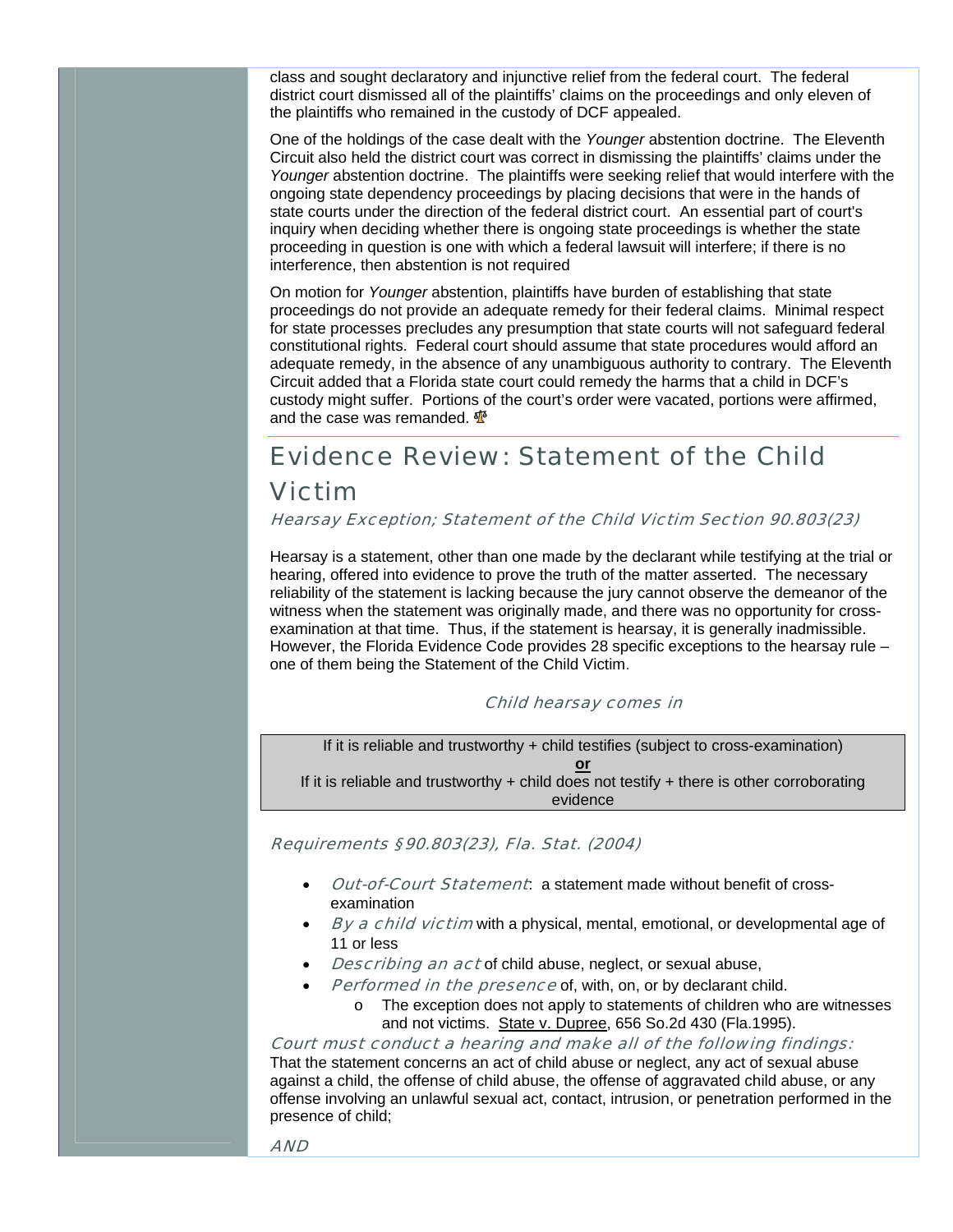class and sought declaratory and injunctive relief from the federal court. The federal district court dismissed all of the plaintiffs' claims on the proceedings and only eleven of the plaintiffs who remained in the custody of DCF appealed.

One of the holdings of the case dealt with the *Younger* abstention doctrine. The Eleventh Circuit also held the district court was correct in dismissing the plaintiffs' claims under the *Younger* abstention doctrine. The plaintiffs were seeking relief that would interfere with the ongoing state dependency proceedings by placing decisions that were in the hands of state courts under the direction of the federal district court. An essential part of court's inquiry when deciding whether there is ongoing state proceedings is whether the state proceeding in question is one with which a federal lawsuit will interfere; if there is no interference, then abstention is not required

On motion for *Younger* abstention, plaintiffs have burden of establishing that state proceedings do not provide an adequate remedy for their federal claims. Minimal respect for state processes precludes any presumption that state courts will not safeguard federal constitutional rights. Federal court should assume that state procedures would afford an adequate remedy, in the absence of any unambiguous authority to contrary. The Eleventh Circuit added that a Florida state court could remedy the harms that a child in DCF's custody might suffer. Portions of the court's order were vacated, portions were affirmed, and the case was remanded.

## Evidence Review: Statement of the Child Victim

### *Hearsay Exception; Statement of the Child Victim Section 90.803(23)*

Hearsay is a statement, other than one made by the declarant while testifying at the trial or hearing, offered into evidence to prove the truth of the matter asserted. The necessary reliability of the statement is lacking because the jury cannot observe the demeanor of the witness when the statement was originally made, and there was no opportunity for cross-examination at that time. Thus, if the statement is hearsay, it is generally inadmissible. However, the Florida Evidence Code provides 28 specific exceptions to the hearsay rule – one of them being the Statement of the Child Victim.

*Child hearsay comes in*

If it is reliable and trustworthy + child testifies (subject to cross-examination)

**or**

If it is reliable and trustworthy + child does not testify + there is other corroborating evidence

### *Requirements §90.803(23), Fla. Stat. (2004)*

- *Out-of-Court Statement*: a statement made without benefit of cross-examination
- *By a child victim* with a physical, mental, emotional, or developmental age of 11 or less
- *Describing an act* of child abuse, neglect, or sexual abuse,
- *Performed in the presence* of, with, on, or by declarant child.
  - The exception does not apply to statements of children who are witnesses and not victims. State v. Dupree, 656 So.2d 430 (Fla.1995).

*Court must conduct a hearing and make all of the following findings:*

That the statement concerns an act of child abuse or neglect, any act of sexual abuse against a child, the offense of child abuse, the offense of aggravated child abuse, or any offense involving an unlawful sexual act, contact, intrusion, or penetration performed in the presence of child;

*AND*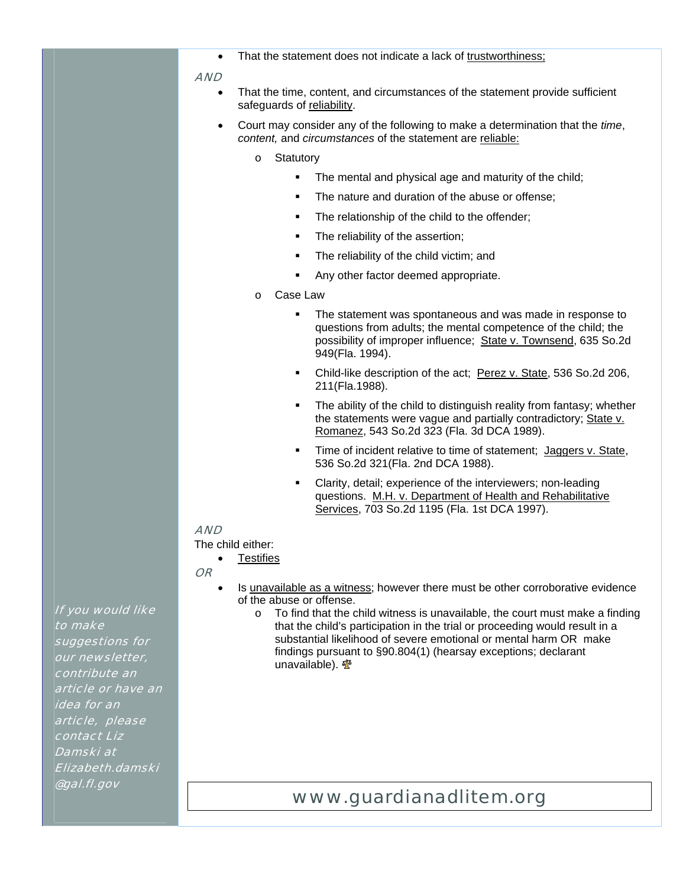- That the statement does not indicate a lack of trustworthiness;

*AND*

- That the time, content, and circumstances of the statement provide sufficient safeguards of reliability.
- Court may consider any of the following to make a determination that the *time*, *content,* and *circumstances* of the statement are reliable:
  - Statutory
    - The mental and physical age and maturity of the child;
    - The nature and duration of the abuse or offense;
    - The relationship of the child to the offender;
    - The reliability of the assertion;
    - The reliability of the child victim; and
    - Any other factor deemed appropriate.
  - Case Law
    - The statement was spontaneous and was made in response to questions from adults; the mental competence of the child; the possibility of improper influence; State v. Townsend, 635 So.2d 949(Fla. 1994).
    - Child-like description of the act; Perez v. State, 536 So.2d 206, 211(Fla.1988).
    - The ability of the child to distinguish reality from fantasy; whether the statements were vague and partially contradictory; State v. Romanez, 543 So.2d 323 (Fla. 3d DCA 1989).
    - Time of incident relative to time of statement; Jaggers v. State, 536 So.2d 321(Fla. 2nd DCA 1988).
    - Clarity, detail; experience of the interviewers; non-leading questions. M.H. v. Department of Health and Rehabilitative Services, 703 So.2d 1195 (Fla. 1st DCA 1997).

*AND*

The child either:

- Testifies

*OR*

- Is unavailable as a witness; however there must be other corroborative evidence of the abuse or offense.
  - To find that the child witness is unavailable, the court must make a finding that the child's participation in the trial or proceeding would result in a substantial likelihood of severe emotional or mental harm OR make findings pursuant to §90.804(1) (hearsay exceptions; declarant unavailable).

*If you would like to make suggestions for our newsletter, contribute an article or have an idea for an article, please contact Liz Damski at Elizabeth.damski@gal.fl.gov*

www.guardianadlitem.org